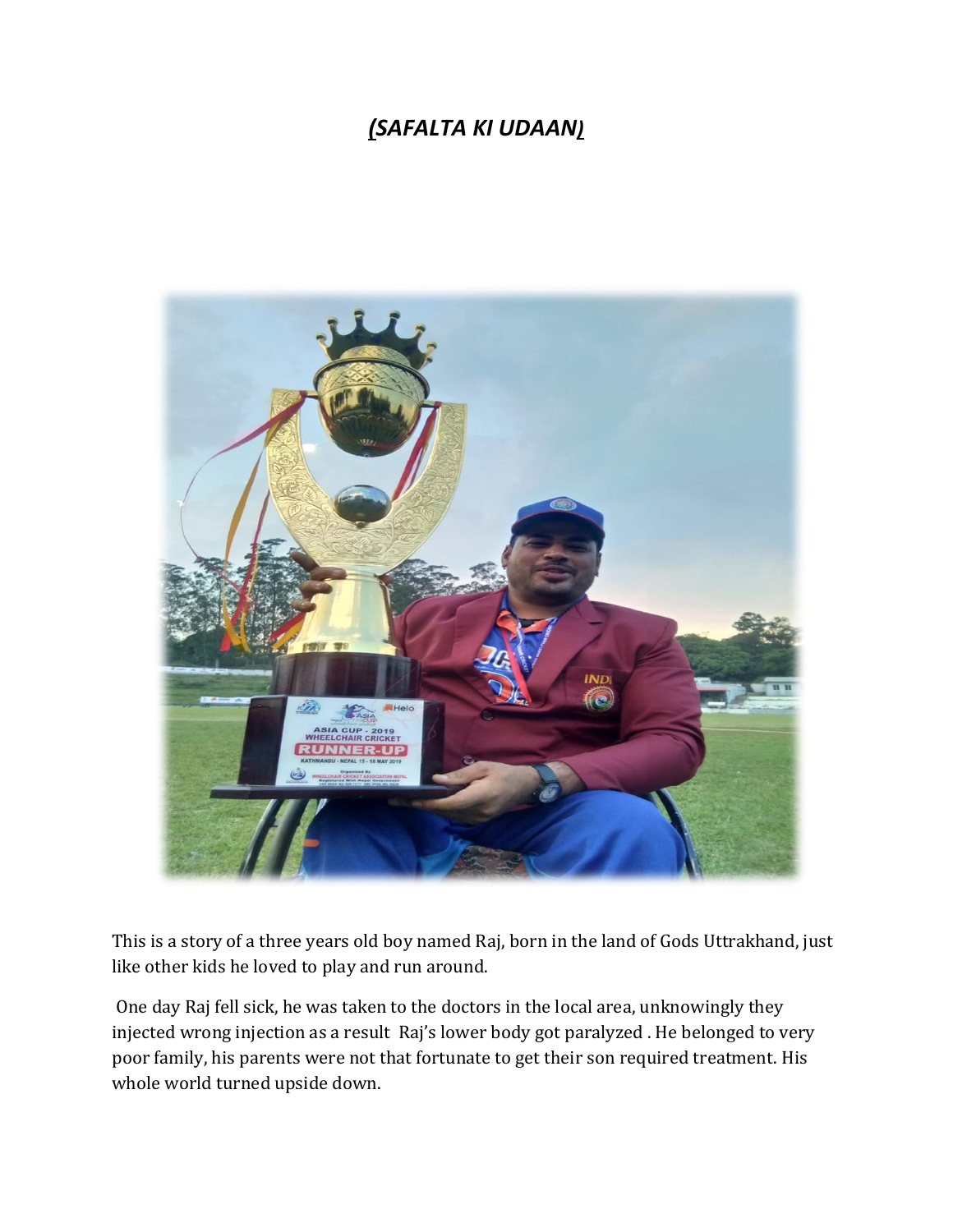# *(SAFALTA KI UDAAN)*

This is a story of a three years old boy named Raj, born in the land of Gods Uttrakhand, just like other kids he loved to play and run around.

One day Raj fell sick, he was taken to the doctors in the local area, unknowingly they injected wrong injection as a result Raj's lower body got paralyzed . He belonged to very poor family, his parents were not that fortunate to get their son required treatment. His whole world turned upside down.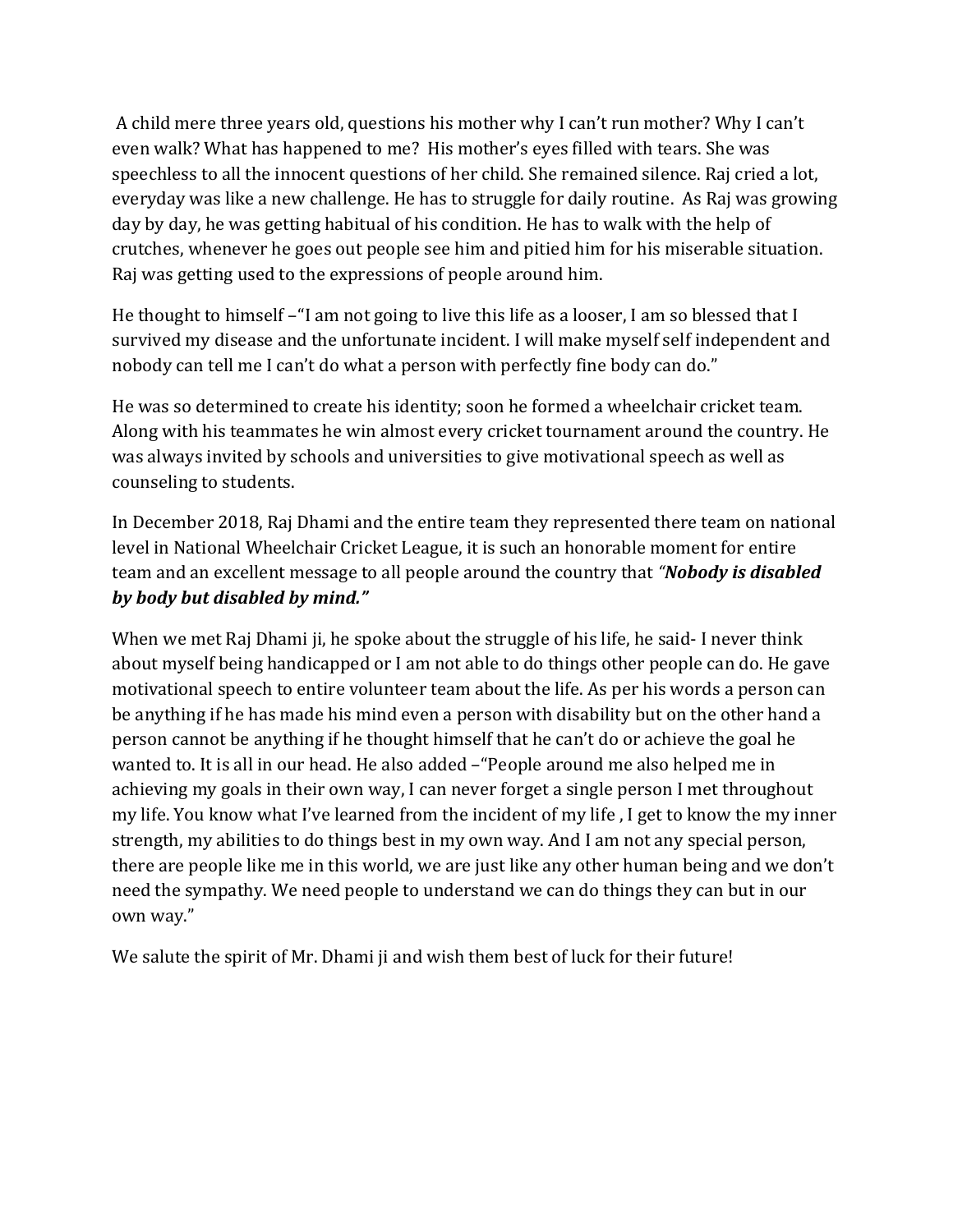A child mere three years old, questions his mother why I can't run mother? Why I can't even walk? What has happened to me? His mother's eyes filled with tears. She was speechless to all the innocent questions of her child. She remained silence. Raj cried a lot, everyday was like a new challenge. He has to struggle for daily routine. As Raj was growing day by day, he was getting habitual of his condition. He has to walk with the help of crutches, whenever he goes out people see him and pitied him for his miserable situation. Raj was getting used to the expressions of people around him.

He thought to himself –"I am not going to live this life as a looser, I am so blessed that I survived my disease and the unfortunate incident. I will make myself self independent and nobody can tell me I can't do what a person with perfectly fine body can do."

He was so determined to create his identity; soon he formed a wheelchair cricket team. Along with his teammates he win almost every cricket tournament around the country. He was always invited by schools and universities to give motivational speech as well as counseling to students.

In December 2018, Raj Dhami and the entire team they represented there team on national level in National Wheelchair Cricket League, it is such an honorable moment for entire team and an excellent message to all people around the country that *"**Nobody is disabled by body but disabled by mind.**"*

When we met Raj Dhami ji, he spoke about the struggle of his life, he said- I never think about myself being handicapped or I am not able to do things other people can do. He gave motivational speech to entire volunteer team about the life. As per his words a person can be anything if he has made his mind even a person with disability but on the other hand a person cannot be anything if he thought himself that he can't do or achieve the goal he wanted to. It is all in our head. He also added –"People around me also helped me in achieving my goals in their own way, I can never forget a single person I met throughout my life. You know what I've learned from the incident of my life , I get to know the my inner strength, my abilities to do things best in my own way. And I am not any special person, there are people like me in this world, we are just like any other human being and we don't need the sympathy. We need people to understand we can do things they can but in our own way."

We salute the spirit of Mr. Dhami ji and wish them best of luck for their future!